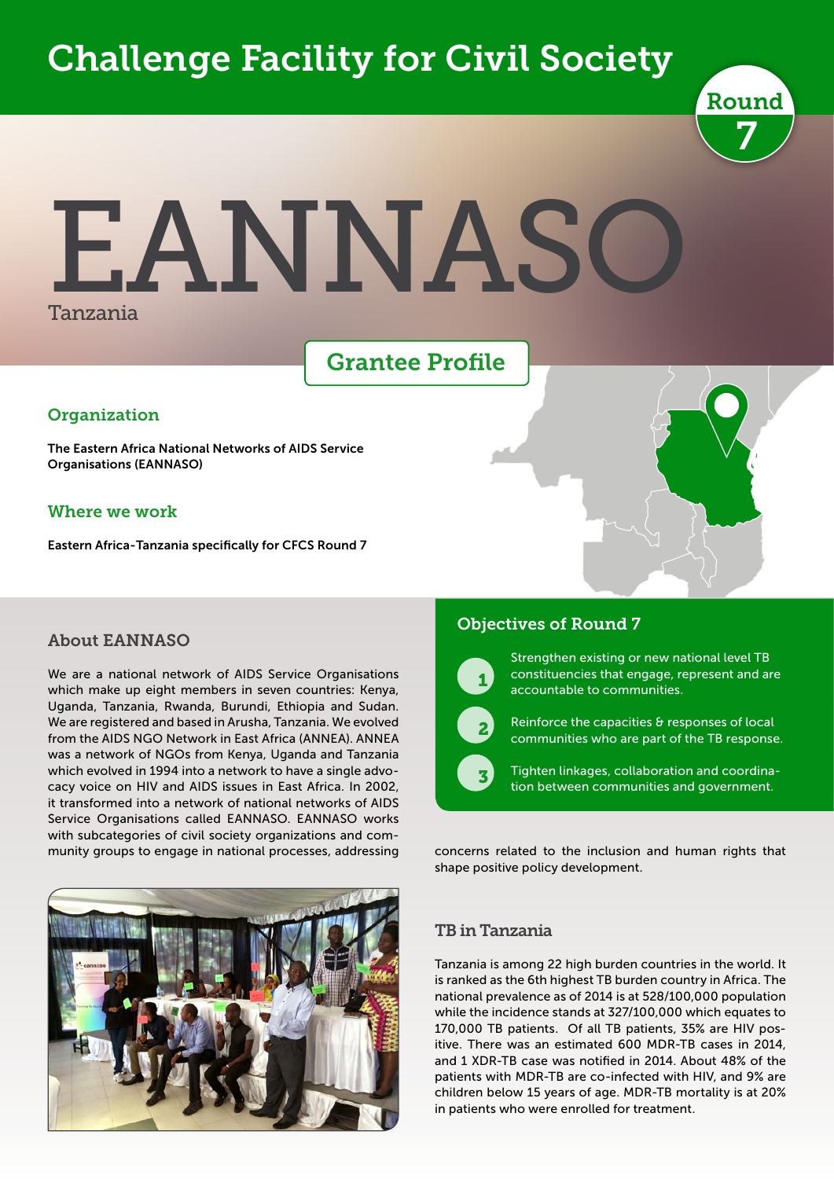# Challenge Facility for Civil Society

Round 7

# EANNASO

Tanzania

## Grantee Profile

### Organization

**The Eastern Africa National Networks of AIDS Service Organisations (EANNASO)**

### Where we work

**Eastern Africa-Tanzania specifically for CFCS Round 7**

### About EANNASO

We are a national network of AIDS Service Organisations which make up eight members in seven countries: Kenya, Uganda, Tanzania, Rwanda, Burundi, Ethiopia and Sudan. We are registered and based in Arusha, Tanzania. We evolved from the AIDS NGO Network in East Africa (ANNEA). ANNEA was a network of NGOs from Kenya, Uganda and Tanzania which evolved in 1994 into a network to have a single advocacy voice on HIV and AIDS issues in East Africa. In 2002, it transformed into a network of national networks of AIDS Service Organisations called EANNASO. EANNASO works with subcategories of civil society organizations and community groups to engage in national processes, addressing concerns related to the inclusion and human rights that shape positive policy development.

### Objectives of Round 7

1. Strengthen existing or new national level TB constituencies that engage, represent and are accountable to communities.
2. Reinforce the capacities & responses of local communities who are part of the TB response.
3. Tighten linkages, collaboration and coordination between communities and government.

### TB in Tanzania

Tanzania is among 22 high burden countries in the world. It is ranked as the 6th highest TB burden country in Africa. The national prevalence as of 2014 is at 528/100,000 population while the incidence stands at 327/100,000 which equates to 170,000 TB patients. Of all TB patients, 35% are HIV positive. There was an estimated 600 MDR-TB cases in 2014, and 1 XDR-TB case was notified in 2014. About 48% of the patients with MDR-TB are co-infected with HIV, and 9% are children below 15 years of age. MDR-TB mortality is at 20% in patients who were enrolled for treatment.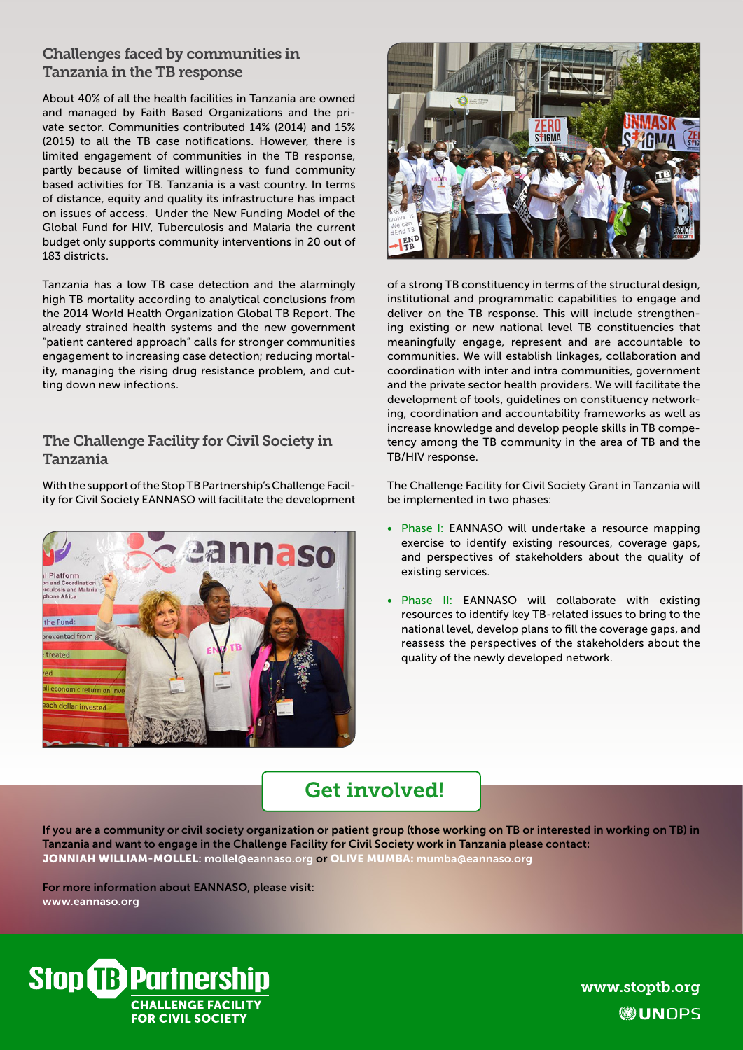## Challenges faced by communities in Tanzania in the TB response

About 40% of all the health facilities in Tanzania are owned and managed by Faith Based Organizations and the private sector. Communities contributed 14% (2014) and 15% (2015) to all the TB case notifications. However, there is limited engagement of communities in the TB response, partly because of limited willingness to fund community based activities for TB. Tanzania is a vast country. In terms of distance, equity and quality its infrastructure has impact on issues of access. Under the New Funding Model of the Global Fund for HIV, Tuberculosis and Malaria the current budget only supports community interventions in 20 out of 183 districts.

Tanzania has a low TB case detection and the alarmingly high TB mortality according to analytical conclusions from the 2014 World Health Organization Global TB Report. The already strained health systems and the new government "patient cantered approach" calls for stronger communities engagement to increasing case detection; reducing mortality, managing the rising drug resistance problem, and cutting down new infections.

## The Challenge Facility for Civil Society in Tanzania

With the support of the Stop TB Partnership's Challenge Facility for Civil Society EANNASO will facilitate the development of a strong TB constituency in terms of the structural design, institutional and programmatic capabilities to engage and deliver on the TB response. This will include strengthening existing or new national level TB constituencies that meaningfully engage, represent and are accountable to communities. We will establish linkages, collaboration and coordination with inter and intra communities, government and the private sector health providers. We will facilitate the development of tools, guidelines on constituency networking, coordination and accountability frameworks as well as increase knowledge and develop people skills in TB competency among the TB community in the area of TB and the TB/HIV response.

The Challenge Facility for Civil Society Grant in Tanzania will be implemented in two phases:

- Phase I: EANNASO will undertake a resource mapping exercise to identify existing resources, coverage gaps, and perspectives of stakeholders about the quality of existing services.
- Phase II: EANNASO will collaborate with existing resources to identify key TB-related issues to bring to the national level, develop plans to fill the coverage gaps, and reassess the perspectives of the stakeholders about the quality of the newly developed network.

## Get involved!

**If you are a community or civil society organization or patient group (those working on TB or interested in working on TB) in Tanzania and want to engage in the Challenge Facility for Civil Society work in Tanzania please contact:**
**JONNIAH WILLIAM-MOLLEL: mollel@eannaso.org or OLIVE MUMBA: mumba@eannaso.org**

**For more information about EANNASO, please visit:**
**www.eannaso.org**

Stop TB Partnership
CHALLENGE FACILITY FOR CIVIL SOCIETY

www.stoptb.org
UNOPS